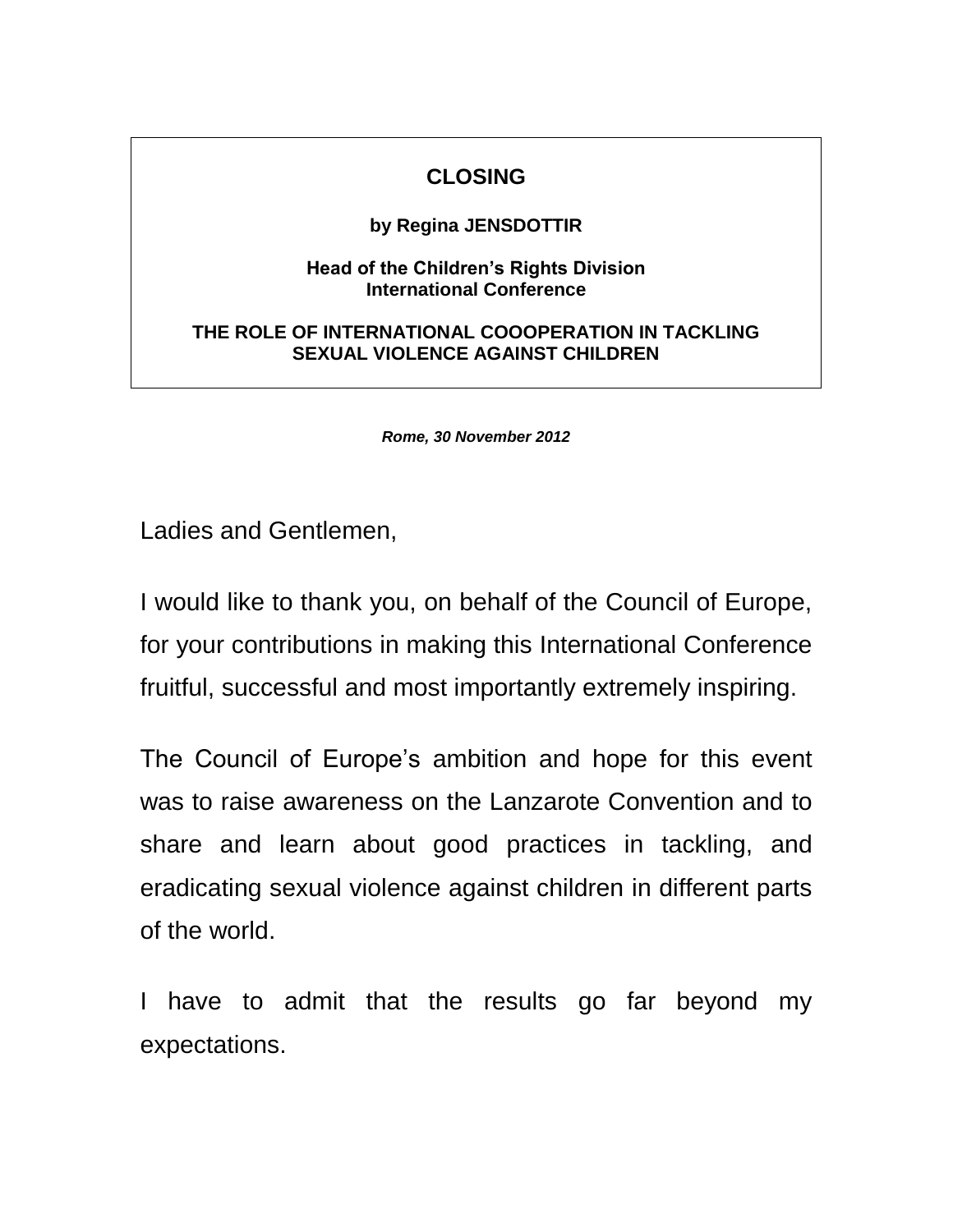# CLOSING

**by Regina JENSDOTTIR**

**Head of the Children's Rights Division**
**International Conference**

**THE ROLE OF INTERNATIONAL COOOPERATION IN TACKLING SEXUAL VIOLENCE AGAINST CHILDREN**

***Rome, 30 November 2012***

Ladies and Gentlemen,

I would like to thank you, on behalf of the Council of Europe, for your contributions in making this International Conference fruitful, successful and most importantly extremely inspiring.

The Council of Europe's ambition and hope for this event was to raise awareness on the Lanzarote Convention and to share and learn about good practices in tackling, and eradicating sexual violence against children in different parts of the world.

I have to admit that the results go far beyond my expectations.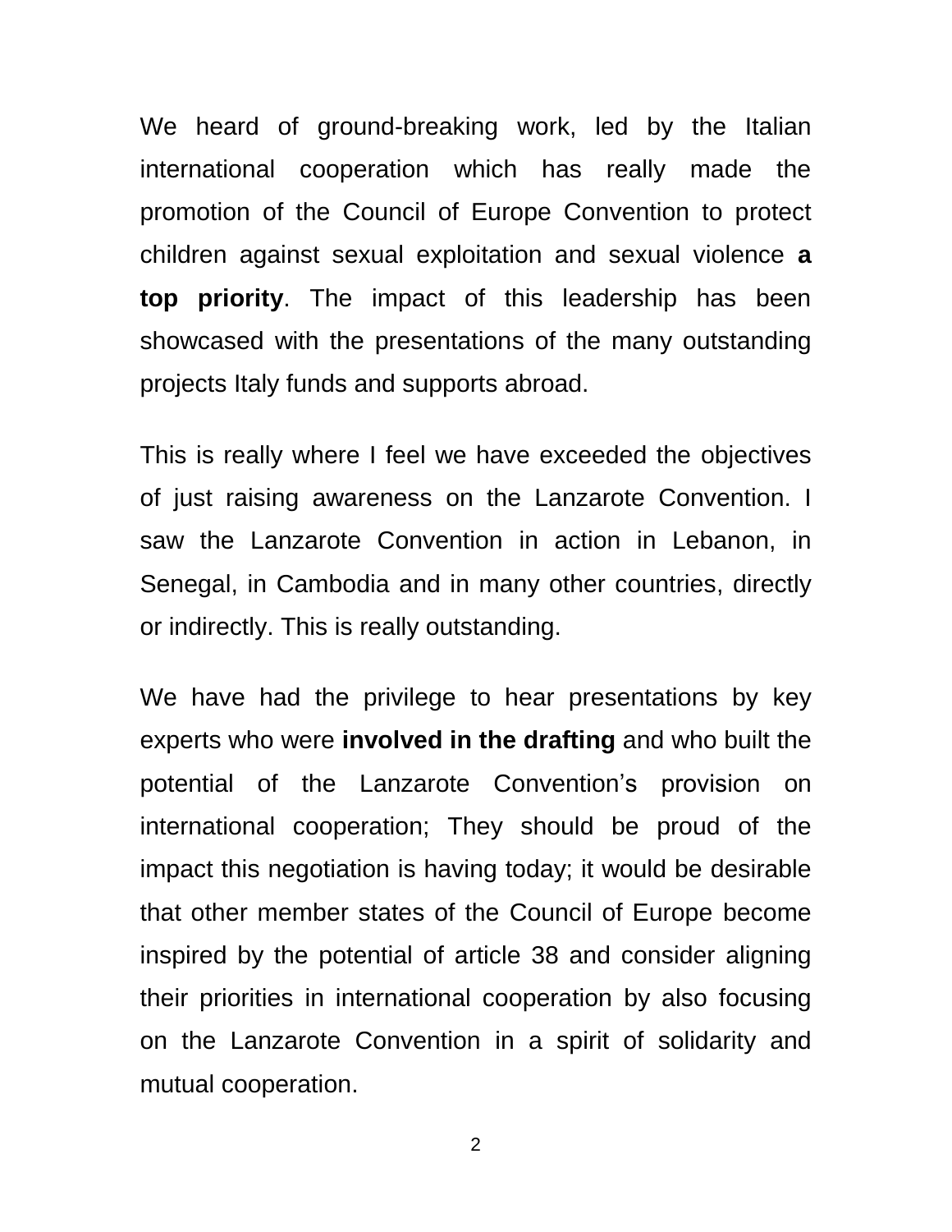We heard of ground-breaking work, led by the Italian international cooperation which has really made the promotion of the Council of Europe Convention to protect children against sexual exploitation and sexual violence **a top priority**. The impact of this leadership has been showcased with the presentations of the many outstanding projects Italy funds and supports abroad.

This is really where I feel we have exceeded the objectives of just raising awareness on the Lanzarote Convention. I saw the Lanzarote Convention in action in Lebanon, in Senegal, in Cambodia and in many other countries, directly or indirectly. This is really outstanding.

We have had the privilege to hear presentations by key experts who were **involved in the drafting** and who built the potential of the Lanzarote Convention's provision on international cooperation; They should be proud of the impact this negotiation is having today; it would be desirable that other member states of the Council of Europe become inspired by the potential of article 38 and consider aligning their priorities in international cooperation by also focusing on the Lanzarote Convention in a spirit of solidarity and mutual cooperation.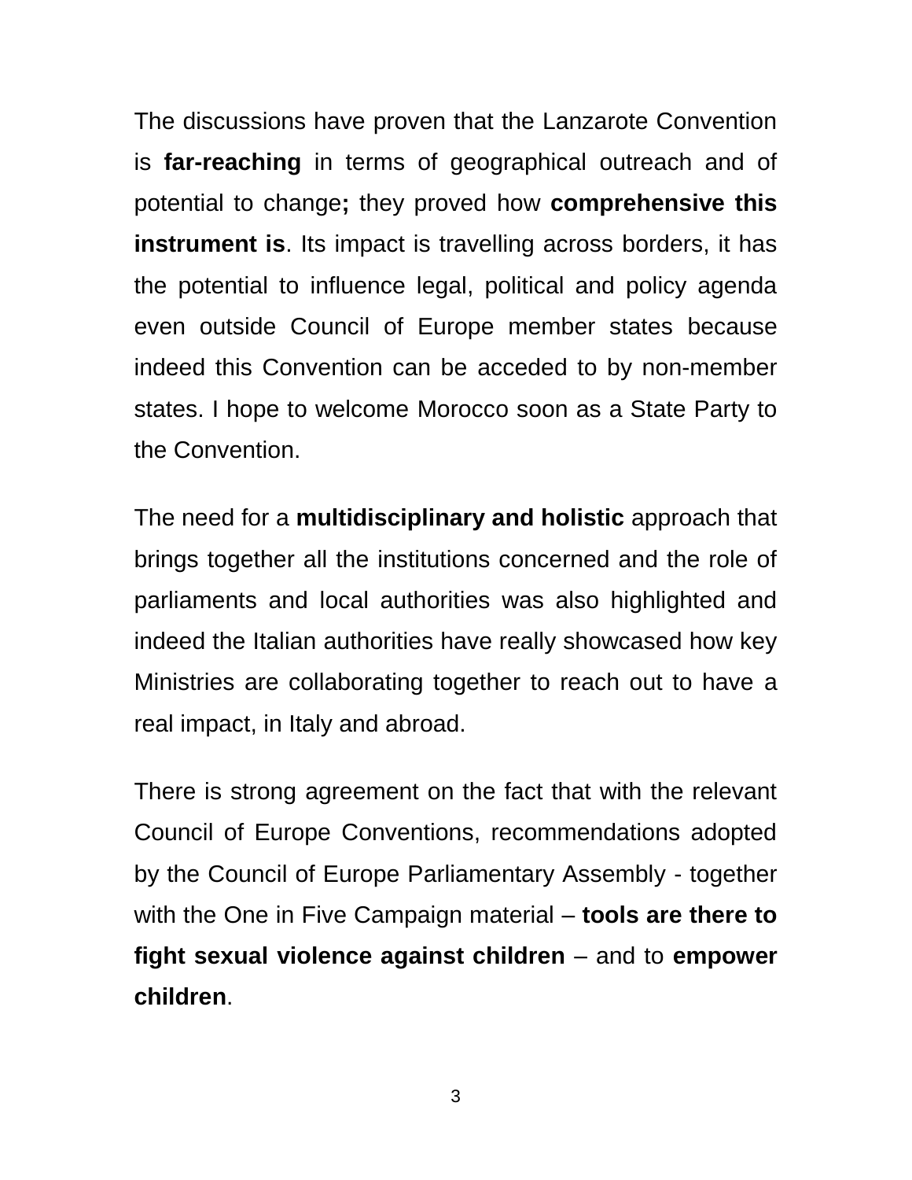The discussions have proven that the Lanzarote Convention is **far-reaching** in terms of geographical outreach and of potential to change**;** they proved how **comprehensive this instrument is**. Its impact is travelling across borders, it has the potential to influence legal, political and policy agenda even outside Council of Europe member states because indeed this Convention can be acceded to by non-member states. I hope to welcome Morocco soon as a State Party to the Convention.

The need for a **multidisciplinary and holistic** approach that brings together all the institutions concerned and the role of parliaments and local authorities was also highlighted and indeed the Italian authorities have really showcased how key Ministries are collaborating together to reach out to have a real impact, in Italy and abroad.

There is strong agreement on the fact that with the relevant Council of Europe Conventions, recommendations adopted by the Council of Europe Parliamentary Assembly - together with the One in Five Campaign material – **tools are there to fight sexual violence against children** – and to **empower children**.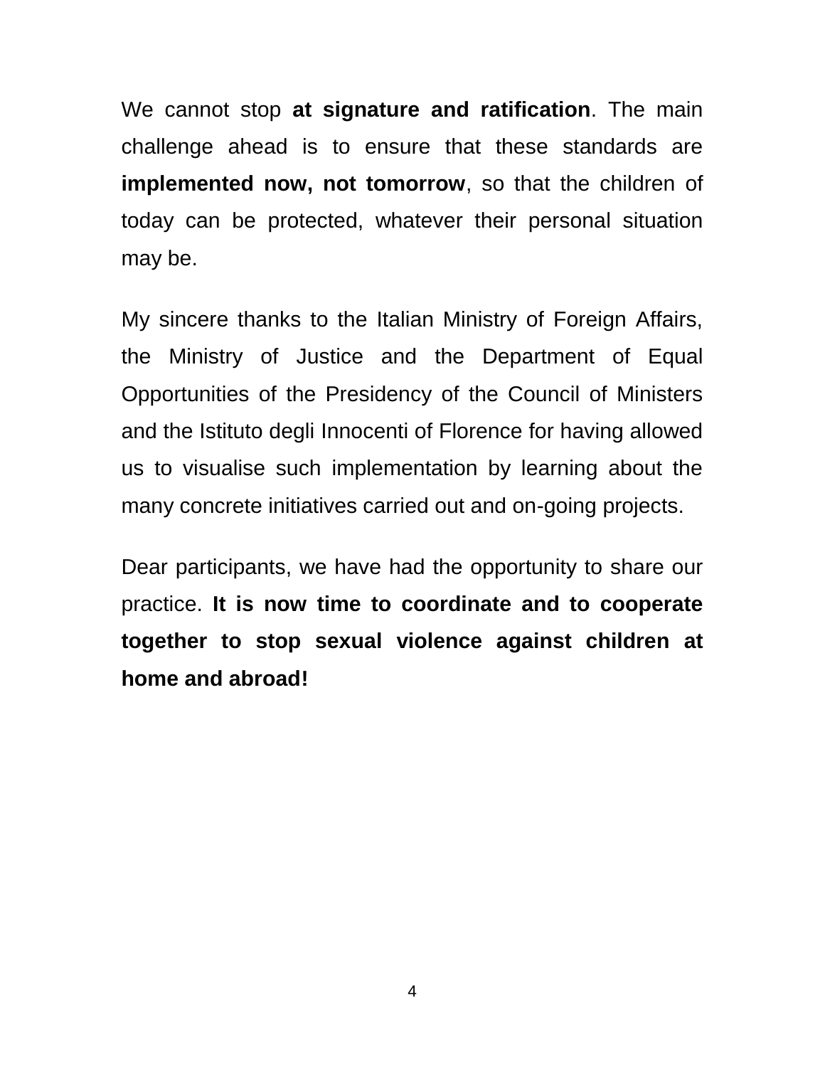We cannot stop **at signature and ratification**. The main challenge ahead is to ensure that these standards are **implemented now, not tomorrow**, so that the children of today can be protected, whatever their personal situation may be.

My sincere thanks to the Italian Ministry of Foreign Affairs, the Ministry of Justice and the Department of Equal Opportunities of the Presidency of the Council of Ministers and the Istituto degli Innocenti of Florence for having allowed us to visualise such implementation by learning about the many concrete initiatives carried out and on-going projects.

Dear participants, we have had the opportunity to share our practice. **It is now time to coordinate and to cooperate together to stop sexual violence against children at home and abroad!**